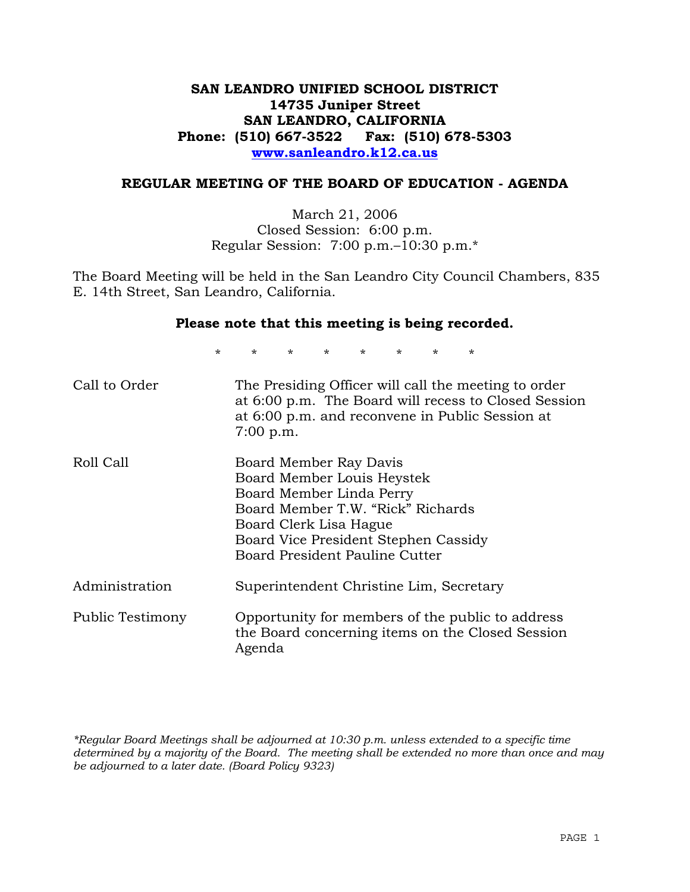**SAN LEANDRO UNIFIED SCHOOL DISTRICT**
**14735 Juniper Street**
**SAN LEANDRO, CALIFORNIA**
**Phone: (510) 667-3522  Fax: (510) 678-5303**
**[www.sanleandro.k12.ca.us](http://www.sanleandro.k12.ca.us)**

## REGULAR MEETING OF THE BOARD OF EDUCATION - AGENDA

March 21, 2006
Closed Session: 6:00 p.m.
Regular Session: 7:00 p.m.–10:30 p.m.*

The Board Meeting will be held in the San Leandro City Council Chambers, 835 E. 14th Street, San Leandro, California.

**Please note that this meeting is being recorded.**

\* \* \* \* \* \* \* \*

| | |
|---|---|
| Call to Order | The Presiding Officer will call the meeting to order at 6:00 p.m. The Board will recess to Closed Session at 6:00 p.m. and reconvene in Public Session at 7:00 p.m. |
| Roll Call | Board Member Ray Davis<br>Board Member Louis Heystek<br>Board Member Linda Perry<br>Board Member T.W. "Rick" Richards<br>Board Clerk Lisa Hague<br>Board Vice President Stephen Cassidy<br>Board President Pauline Cutter |
| Administration | Superintendent Christine Lim, Secretary |
| Public Testimony | Opportunity for members of the public to address the Board concerning items on the Closed Session Agenda |

*\*Regular Board Meetings shall be adjourned at 10:30 p.m. unless extended to a specific time determined by a majority of the Board. The meeting shall be extended no more than once and may be adjourned to a later date. (Board Policy 9323)*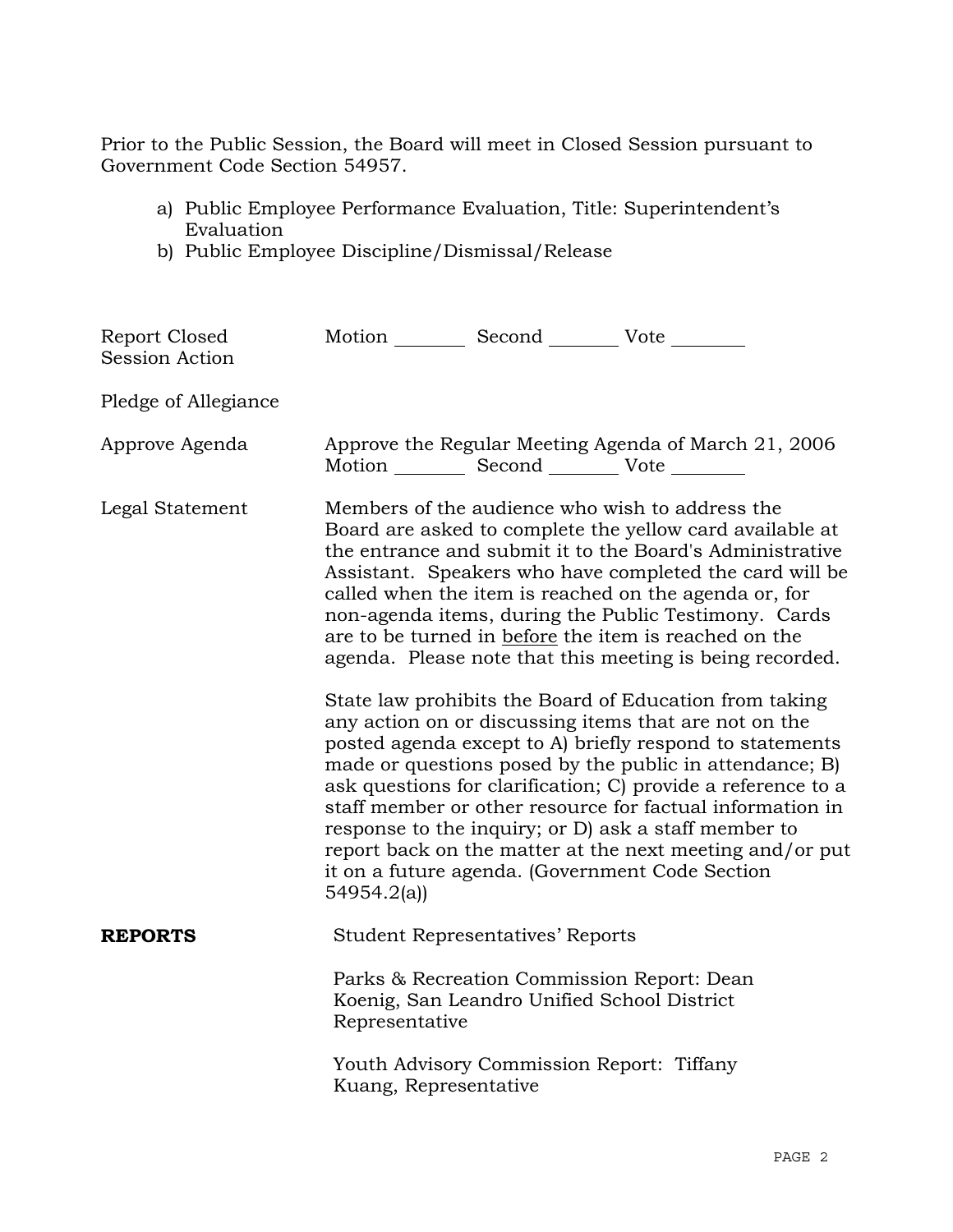Prior to the Public Session, the Board will meet in Closed Session pursuant to Government Code Section 54957.

a) Public Employee Performance Evaluation, Title: Superintendent's Evaluation
b) Public Employee Discipline/Dismissal/Release

Report Closed Session Action — Motion ________ Second ________ Vote ________

Pledge of Allegiance

Approve Agenda — Approve the Regular Meeting Agenda of March 21, 2006
Motion ________ Second ________ Vote ________

Legal Statement — Members of the audience who wish to address the Board are asked to complete the yellow card available at the entrance and submit it to the Board's Administrative Assistant. Speakers who have completed the card will be called when the item is reached on the agenda or, for non-agenda items, during the Public Testimony. Cards are to be turned in <u>before</u> the item is reached on the agenda. Please note that this meeting is being recorded.

State law prohibits the Board of Education from taking any action on or discussing items that are not on the posted agenda except to A) briefly respond to statements made or questions posed by the public in attendance; B) ask questions for clarification; C) provide a reference to a staff member or other resource for factual information in response to the inquiry; or D) ask a staff member to report back on the matter at the next meeting and/or put it on a future agenda. (Government Code Section 54954.2(a))

**REPORTS**

Student Representatives' Reports

Parks & Recreation Commission Report: Dean Koenig, San Leandro Unified School District Representative

Youth Advisory Commission Report: Tiffany Kuang, Representative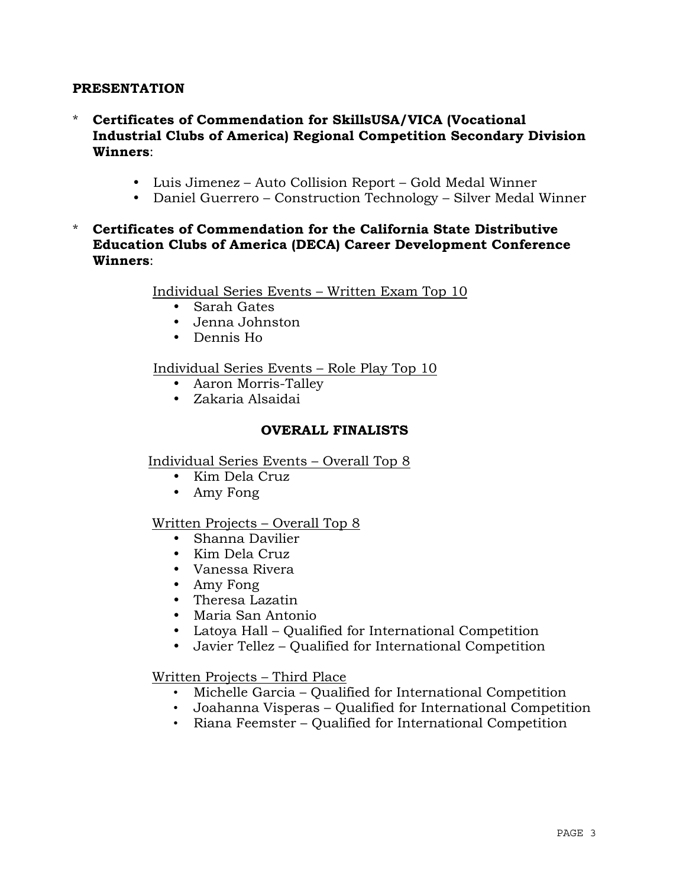## PRESENTATION

* **Certificates of Commendation for SkillsUSA/VICA (Vocational Industrial Clubs of America) Regional Competition Secondary Division Winners**:

  - Luis Jimenez – Auto Collision Report – Gold Medal Winner
  - Daniel Guerrero – Construction Technology – Silver Medal Winner

* **Certificates of Commendation for the California State Distributive Education Clubs of America (DECA) Career Development Conference Winners**:

  Individual Series Events – Written Exam Top 10
  - Sarah Gates
  - Jenna Johnston
  - Dennis Ho

  Individual Series Events – Role Play Top 10
  - Aaron Morris-Talley
  - Zakaria Alsaidai

### OVERALL FINALISTS

Individual Series Events – Overall Top 8
- Kim Dela Cruz
- Amy Fong

Written Projects – Overall Top 8
- Shanna Davilier
- Kim Dela Cruz
- Vanessa Rivera
- Amy Fong
- Theresa Lazatin
- Maria San Antonio
- Latoya Hall – Qualified for International Competition
- Javier Tellez – Qualified for International Competition

Written Projects – Third Place
- Michelle Garcia – Qualified for International Competition
- Joahanna Visperas – Qualified for International Competition
- Riana Feemster – Qualified for International Competition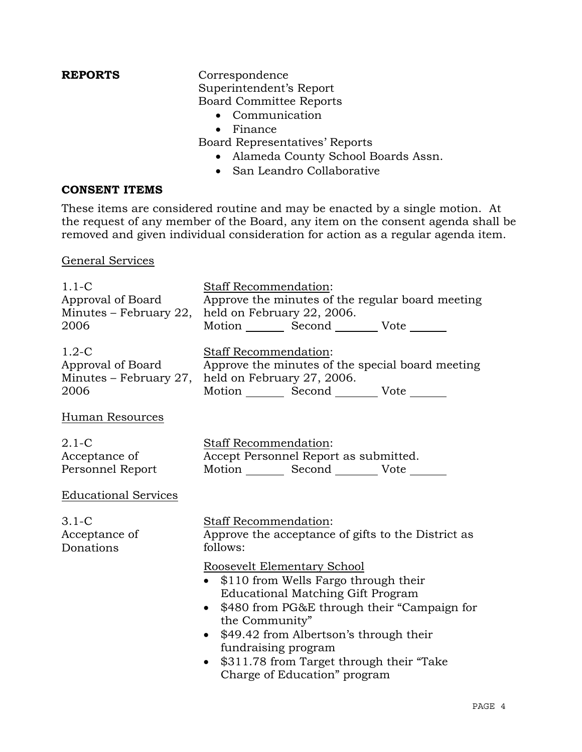**REPORTS**

Correspondence
Superintendent's Report
Board Committee Reports

- Communication
- Finance

Board Representatives' Reports

- Alameda County School Boards Assn.
- San Leandro Collaborative

**CONSENT ITEMS**

These items are considered routine and may be enacted by a single motion. At the request of any member of the Board, any item on the consent agenda shall be removed and given individual consideration for action as a regular agenda item.

General Services

1.1-C
Approval of Board Minutes – February 22, 2006

Staff Recommendation:
Approve the minutes of the regular board meeting held on February 22, 2006.
Motion _______ Second _______ Vote _______

1.2-C
Approval of Board Minutes – February 27, 2006

Staff Recommendation:
Approve the minutes of the special board meeting held on February 27, 2006.
Motion _______ Second _______ Vote _______

Human Resources

2.1-C
Acceptance of Personnel Report

Staff Recommendation:
Accept Personnel Report as submitted.
Motion _______ Second _______ Vote _______

Educational Services

3.1-C
Acceptance of Donations

Staff Recommendation:
Approve the acceptance of gifts to the District as follows:

Roosevelt Elementary School

- $110 from Wells Fargo through their Educational Matching Gift Program
- $480 from PG&E through their "Campaign for the Community"
- $49.42 from Albertson's through their fundraising program
- $311.78 from Target through their "Take Charge of Education" program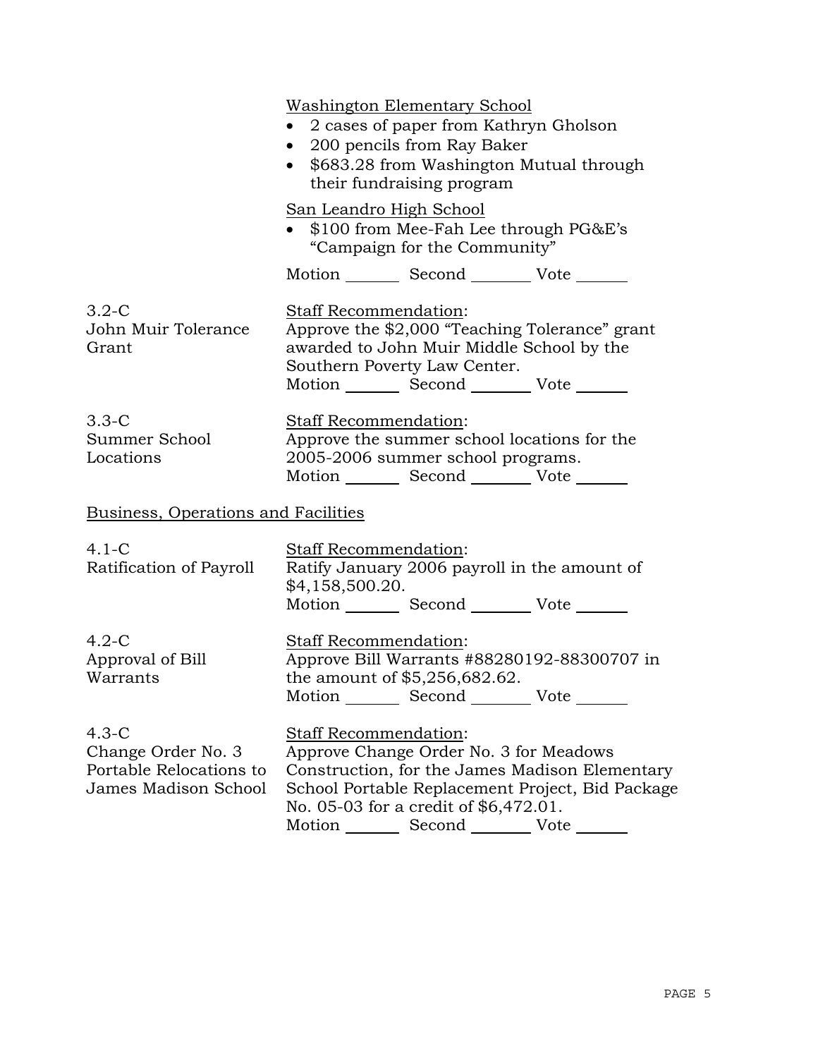Washington Elementary School

- 2 cases of paper from Kathryn Gholson
- 200 pencils from Ray Baker
- $683.28 from Washington Mutual through their fundraising program

San Leandro High School

- $100 from Mee-Fah Lee through PG&E's "Campaign for the Community"

Motion _______ Second _______ Vote _______

3.2-C John Muir Tolerance Grant

Staff Recommendation:
Approve the $2,000 "Teaching Tolerance" grant awarded to John Muir Middle School by the Southern Poverty Law Center.

Motion _______ Second _______ Vote _______

3.3-C Summer School Locations

Staff Recommendation:
Approve the summer school locations for the 2005-2006 summer school programs.

Motion _______ Second _______ Vote _______

## Business, Operations and Facilities

4.1-C Ratification of Payroll

Staff Recommendation:
Ratify January 2006 payroll in the amount of $4,158,500.20.

Motion _______ Second _______ Vote _______

4.2-C Approval of Bill Warrants

Staff Recommendation:
Approve Bill Warrants #88280192-88300707 in the amount of $5,256,682.62.

Motion _______ Second _______ Vote _______

4.3-C Change Order No. 3 Portable Relocations to James Madison School

Staff Recommendation:
Approve Change Order No. 3 for Meadows Construction, for the James Madison Elementary School Portable Replacement Project, Bid Package No. 05-03 for a credit of $6,472.01.

Motion _______ Second _______ Vote _______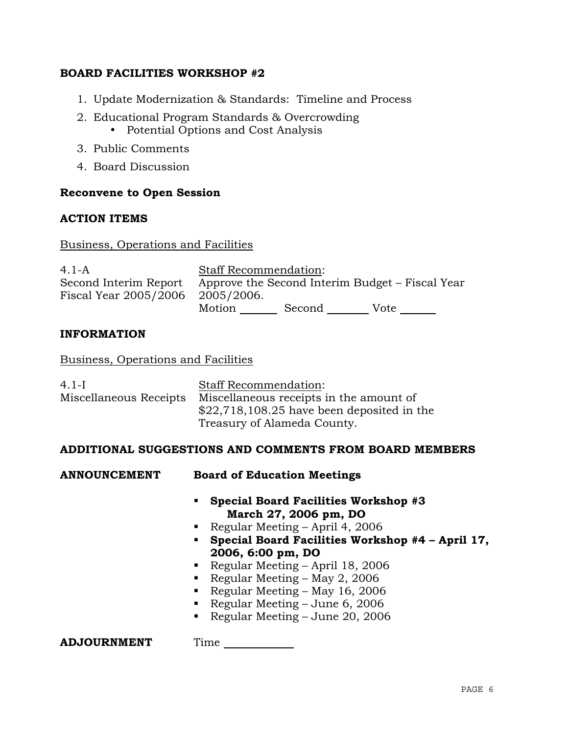**BOARD FACILITIES WORKSHOP #2**

1. Update Modernization & Standards: Timeline and Process
2. Educational Program Standards & Overcrowding
   - Potential Options and Cost Analysis
3. Public Comments
4. Board Discussion

**Reconvene to Open Session**

**ACTION ITEMS**

Business, Operations and Facilities

| | |
|---|---|
| 4.1-A<br>Second Interim Report<br>Fiscal Year 2005/2006 | Staff Recommendation:<br>Approve the Second Interim Budget – Fiscal Year 2005/2006.<br>Motion _______ Second _______ Vote _______ |

**INFORMATION**

Business, Operations and Facilities

| | |
|---|---|
| 4.1-I<br>Miscellaneous Receipts | Staff Recommendation:<br>Miscellaneous receipts in the amount of $22,718,108.25 have been deposited in the Treasury of Alameda County. |

**ADDITIONAL SUGGESTIONS AND COMMENTS FROM BOARD MEMBERS**

**ANNOUNCEMENT** **Board of Education Meetings**

- **Special Board Facilities Workshop #3 March 27, 2006 pm, DO**
- Regular Meeting – April 4, 2006
- **Special Board Facilities Workshop #4 – April 17, 2006, 6:00 pm, DO**
- Regular Meeting – April 18, 2006
- Regular Meeting – May 2, 2006
- Regular Meeting – May 16, 2006
- Regular Meeting – June 6, 2006
- Regular Meeting – June 20, 2006

**ADJOURNMENT** Time ____________